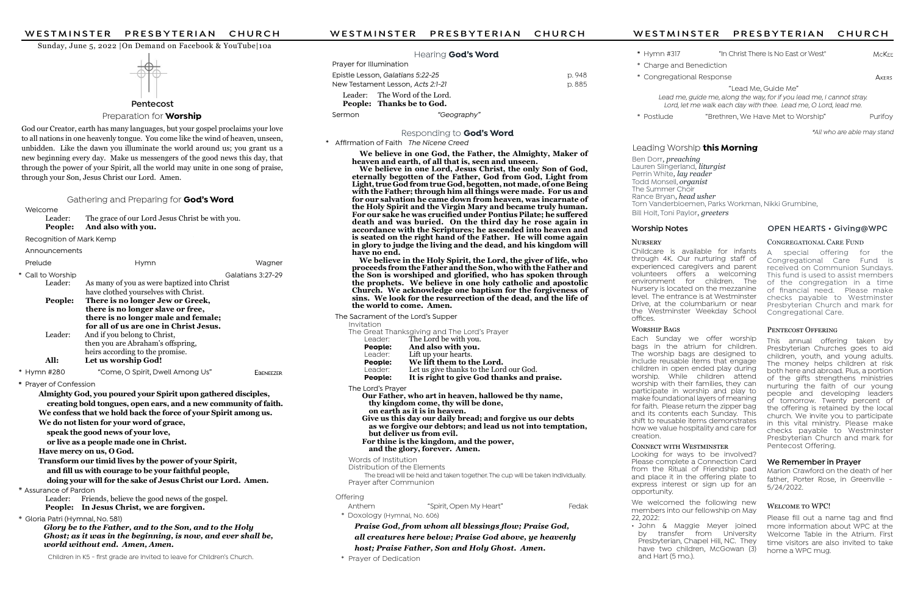Sunday, June 5, 2022 |On Demand on Facebook & YouTube|10a

## Pentecost

### Preparation for **Worship**

God our Creator, earth has many languages, but your gospel proclaims your love to all nations in one heavenly tongue. You come like the wind of heaven, unseen, unbidden. Like the dawn you illuminate the world around us; you grant us a new beginning every day. Make us messengers of the good news this day, that through the power of your Spirit, all the world may unite in one song of praise, through your Son, Jesus Christ our Lord. Amen.

### Gathering and Preparing for **God's Word**

Welcome

Leader: The grace of our Lord Jesus Christ be with you.
**People: And also with you.**

Recognition of Mark Kemp

Announcements

Prelude — Hymn — Wagner

\* Call to Worship — Galatians 3:27-29

Leader: As many of you as were baptized into Christ have clothed yourselves with Christ.
**People: There is no longer Jew or Greek, there is no longer slave or free, there is no longer male and female; for all of us are one in Christ Jesus.**
Leader: And if you belong to Christ, then you are Abraham's offspring, heirs according to the promise.
**All: Let us worship God!**

\* Hymn #280 — "Come, O Spirit, Dwell Among Us" — Ebeneezer

\* Prayer of Confession

**Almighty God, you poured your Spirit upon gathered disciples, creating bold tongues, open ears, and a new community of faith. We confess that we hold back the force of your Spirit among us. We do not listen for your word of grace, speak the good news of your love, or live as a people made one in Christ. Have mercy on us, O God. Transform our timid lives by the power of your Spirit, and fill us with courage to be your faithful people, doing your will for the sake of Jesus Christ our Lord. Amen.**

\* Assurance of Pardon

Leader: Friends, believe the good news of the gospel.
**People: In Jesus Christ, we are forgiven.**

\* Gloria Patri (Hymnal, No. 581)

***Glory be to the Father, and to the Son, and to the Holy Ghost; as it was in the beginning, is now, and ever shall be, world without end. Amen, Amen.***

Children in K5 - first grade are invited to leave for Children's Church.

### Hearing **God's Word**

Prayer for Illumination

Epistle Lesson, *Galatians 5:22-25* — p. 948

New Testament Lesson, *Acts 2:1-21* — p. 885

Leader: The Word of the Lord.
**People: Thanks be to God.**

Sermon — *"Geography"*

### Responding to **God's Word**

\* Affirmation of Faith *The Nicene Creed*

**We believe in one God, the Father, the Almighty, Maker of heaven and earth, of all that is, seen and unseen.**

**We believe in one Lord, Jesus Christ, the only Son of God, eternally begotten of the Father, God from God, Light from Light, true God from true God, begotten, not made, of one Being with the Father; through him all things were made. For us and for our salvation he came down from heaven, was incarnate of the Holy Spirit and the Virgin Mary and became truly human. For our sake he was crucified under Pontius Pilate; he suffered death and was buried. On the third day he rose again in accordance with the Scriptures; he ascended into heaven and is seated on the right hand of the Father. He will come again in glory to judge the living and the dead, and his kingdom will have no end.**

**We believe in the Holy Spirit, the Lord, the giver of life, who proceeds from the Father and the Son, who with the Father and the Son is worshiped and glorified, who has spoken through the prophets. We believe in one holy catholic and apostolic Church. We acknowledge one baptism for the forgiveness of sins. We look for the resurrection of the dead, and the life of the world to come. Amen.**

The Sacrament of the Lord's Supper

Invitation

The Great Thanksgiving and The Lord's Prayer

Leader: The Lord be with you.
**People: And also with you.**
Leader: Lift up your hearts.
**People: We lift them to the Lord.**
Leader: Let us give thanks to the Lord our God.
**People: It is right to give God thanks and praise.**

The Lord's Prayer

**Our Father, who art in heaven, hallowed be thy name, thy kingdom come, thy will be done, on earth as it is in heaven. Give us this day our daily bread; and forgive us our debts as we forgive our debtors; and lead us not into temptation, but deliver us from evil. For thine is the kingdom, and the power, and the glory, forever. Amen.**

Words of Institution

Distribution of the Elements

The bread will be held and taken together. The cup will be taken individually.

Prayer after Communion

Offering

Anthem — "Spirit, Open My Heart" — Fedak

\* Doxology (Hymnal, No. 606)

***Praise God, from whom all blessings flow; Praise God, all creatures here below; Praise God above, ye heavenly host; Praise Father, Son and Holy Ghost. Amen.***

\* Prayer of Dedication

\* Hymn #317 — "In Christ There Is No East or West" — McKee

\* Charge and Benediction

\* Congregational Response — Akers

"Lead Me, Guide Me"

*Lead me, guide me, along the way, for if you lead me, I cannot stray. Lord, let me walk each day with thee. Lead me, O Lord, lead me.*

\* Postlude — "Brethren, We Have Met to Worship" — Purifoy

*\*All who are able may stand*

### Leading Worship **this Morning**

Ben Dorr, ***preaching***
Lauren Slingerland, ***liturgist***
Perrin White, ***lay reader***
Todd Monsell, ***organist***
The Summer Choir
Rance Bryan, ***head usher***
Tom Vanderbloemen, Parks Workman, Nikki Grumbine, Bill Holt, Toni Paylor, ***greeters***

### Worship Notes

**Nursery**

Childcare is available for infants through 4K. Our nurturing staff of experienced caregivers and parent volunteers offers a welcoming environment for children. The Nursery is located on the mezzanine level. The entrance is at Westminster Drive, at the columbarium or near the Westminster Weekday School offices.

**Worship Bags**

Each Sunday we offer worship bags in the atrium for children. The worship bags are designed to include reusable items that engage children in open ended play during worship. While children attend worship with their families, they can participate in worship and play to make foundational layers of meaning for faith. Please return the zipper bag and its contents each Sunday. This shift to reusable items demonstrates how we value hospitality and care for creation.

**Connect with Westminster**

Looking for ways to be involved? Please complete a Connection Card from the Ritual of Friendship pad and place it in the offering plate to express interest or sign up for an opportunity.

We welcomed the following new members into our fellowship on May 22, 2022:

- John & Maggie Meyer joined by transfer from University Presbyterian, Chapel Hill, NC. They have two children, McGowan (3) and Hart (5 mo.).

### OPEN HEARTS • Giving@WPC

**Congregational Care Fund**

A special offering for the Congregational Care Fund is received on Communion Sundays. This fund is used to assist members of the congregation in a time of financial need. Please make checks payable to Westminster Presbyterian Church and mark for Congregational Care.

**Pentecost Offering**

This annual offering taken by Presbyterian Churches goes to aid children, youth, and young adults. The money helps children at risk both here and abroad. Plus, a portion of the gifts strengthens ministries nurturing the faith of our young people and developing leaders of tomorrow. Twenty percent of the offering is retained by the local church. We invite you to participate in this vital ministry. Please make checks payable to Westminster Presbyterian Church and mark for Pentecost Offering.

### We Remember in Prayer

Marion Crawford on the death of her father, Porter Rose, in Greenville – 5/24/2022.

**Welcome to WPC!**

Please fill out a name tag and find more information about WPC at the Welcome Table in the Atrium. First time visitors are also invited to take home a WPC mug.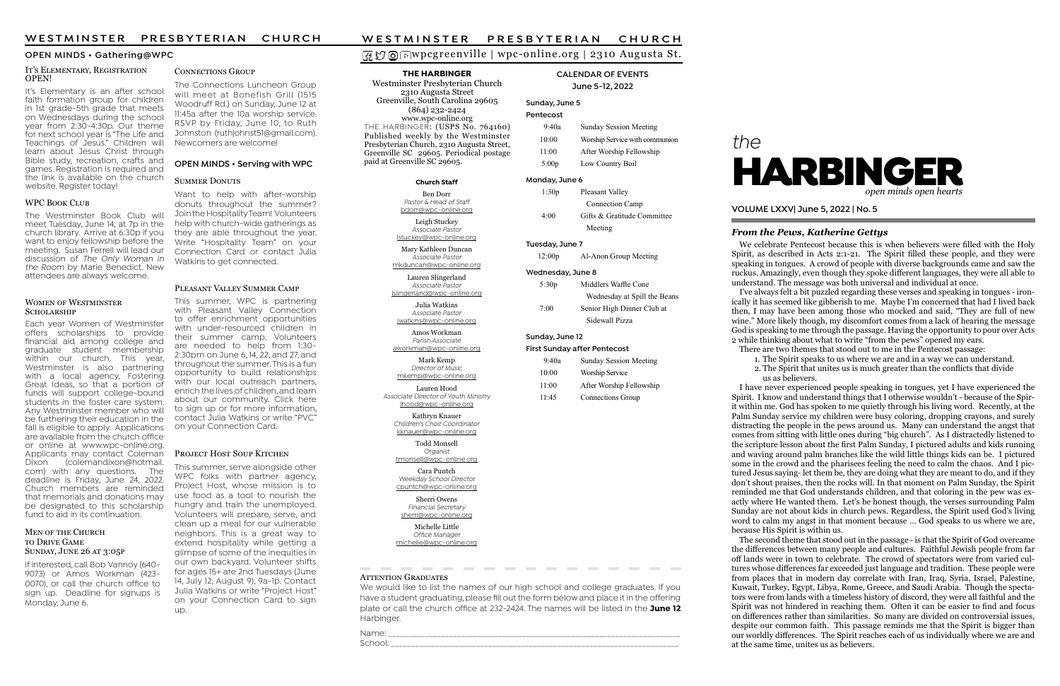## OPEN MINDS • Gathering@WPC

### It's Elementary, Registration OPEN!

It's Elementary is an after school faith formation group for children in 1st grade–5th grade that meets on Wednesdays during the school year from 2:30–4:30p. Our theme for next school year is "The Life and Teachings of Jesus." Children will learn about Jesus Christ through Bible study, recreation, crafts and games. Registration is required and the link is available on the church website. Register today!

### WPC Book Club

The Westminster Book Club will meet Tuesday, June 14, at 7p in the church library. Arrive at 6:30p if you want to enjoy fellowship before the meeting. Susan Ferrell will lead our discussion of *The Only Woman in the Room* by Marie Benedict. New attendees are always welcome.

### Women of Westminster Scholarship

Each year Women of Westminster offers scholarships to provide financial aid among college and graduate student membership within our church. This year, Westminster is also partnering with a local agency, Fostering Great Ideas, so that a portion of funds will support college-bound students in the foster care system. Any Westminster member who will be furthering their education in the fall is eligible to apply. Applications are available from the church office or online at www.wpc-online.org. Applicants may contact Coleman Dixon (colemandixon@hotmail.com) with any questions. The deadline is Friday, June 24, 2022. Church members are reminded that memorials and donations may be designated to this scholarship fund to aid in its continuation.

### Men of the Church to Drive Game Sunday, June 26 at 3:05p

If interested, call Bob Vannoy (640-9073) or Amos Workman (423-0070), or call the church office to sign up. Deadline for signups is Monday, June 6.

### Connections Group

The Connections Luncheon Group will meet at Bonefish Grill (1515 Woodruff Rd.) on Sunday, June 12 at 11:45a after the 10a worship service. RSVP by Friday, June 10, to Ruth Johnston (ruthjohnst51@gmail.com). Newcomers are welcome!

## OPEN MINDS • Serving with WPC

### Summer Donuts

Want to help with after-worship donuts throughout the summer? Join the Hospitality Team! Volunteers help with church-wide gatherings as they are able throughout the year. Write "Hospitality Team" on your Connection Card or contact Julia Watkins to get connected.

### Pleasant Valley Summer Camp

This summer, WPC is partnering with Pleasant Valley Connection to offer enrichment opportunities with under-resourced children in their summer camp. Volunteers are needed to help from 1:30-2:30pm on June 6, 14, 22, and 27, and throughout the summer. This is a fun opportunity to build relationships with our local outreach partners, enrich the lives of children, and learn about our community. Click here to sign up or for more information, contact Julia Watkins or write "PVC" on your Connection Card.

### Project Host Soup Kitchen

This summer, serve alongside other WPC folks with partner agency, Project Host, whose mission is to use food as a tool to nourish the hungry and train the unemployed. Volunteers will prepare, serve, and clean up a meal for our vulnerable neighbors. This is a great way to extend hospitality while getting a glimpse of some of the inequities in our own backyard. Volunteer shifts for ages 15+ are 2nd Tuesdays (June 14, July 12, August 9), 9a–1p. Contact Julia Watkins or write "Project Host" on your Connection Card to sign up.

wpcgreenville | wpc-online.org | 2310 Augusta St.

**THE HARBINGER**
Westminster Presbyterian Church
2310 Augusta Street
Greenville, South Carolina 29605
(864) 232-2424
www.wpc-online.org
THE HARBINGER: (USPS No. 764160) Published weekly by the Westminster Presbyterian Church, 2310 Augusta Street, Greenville SC 29605. Periodical postage paid at Greenville SC 29605.

**Church Staff**

Ben Dorr
*Pastor & Head of Staff*
bdorr@wpc-online.org

Leigh Stuckey
*Associate Pastor*
lstuckey@wpc-online.org

Mary Kathleen Duncan
*Associate Pastor*
mkduncan@wpc-online.org

Lauren Slingerland
*Associate Pastor*
lslingerland@wpc-online.org

Julia Watkins
*Associate Pastor*
jwatkins@wpc-online.org

Amos Workman
*Parish Associate*
aworkman@wpc-online.org

Mark Kemp
*Director of Music*
mkemp@wpc-online.org

Lauren Hood
*Associate Director of Youth Ministry*
lhood@wpc-online.org

Kathryn Knauer
*Children's Choir Coordinator*
kknauer@wpc-online.org

Todd Monsell
*Organist*
tmonsell@wpc-online.org

Cara Puntch
*Weekday School Director*
cpuntch@wpc-online.org

Sherri Owens
*Financial Secretary*
sherri@wpc-online.org

Michelle Little
*Office Manager*
michelle@wpc-online.org

### CALENDAR OF EVENTS
June 5–12, 2022

**Sunday, June 5**
**Pentecost**

| | |
|---|---|
| 9:40a | Sunday Session Meeting |
| 10:00 | Worship Service with communion |
| 11:00 | After Worship Fellowship |
| 5:00p | Low Country Boil |

**Monday, June 6**

| | |
|---|---|
| 1:30p | Pleasant Valley Connection Camp |
| 4:00 | Gifts & Gratitude Committee Meeting |

**Tuesday, June 7**

| | |
|---|---|
| 12:00p | Al-Anon Group Meeting |

**Wednesday, June 8**

| | |
|---|---|
| 5:30p | Middlers Waffle Cone Wednesday at Spill the Beans |
| 7:00 | Senior High Dinner Club at Sidewall Pizza |

**Sunday, June 12**
**First Sunday after Pentecost**

| | |
|---|---|
| 9:40a | Sunday Session Meeting |
| 10:00 | Worship Service |
| 11:00 | After Worship Fellowship |
| 11:45 | Connections Group |

### Attention Graduates

We would like to list the names of our high school and college graduates. If you have a student graduating, please fill out the form below and place it in the offering plate or call the church office at 232-2424. The names will be listed in the **June 12** Harbinger.

Name: ____________________________________________

School: ____________________________________________

# the HARBINGER
*open minds open hearts*

VOLUME LXXV| June 5, 2022 | No. 5

### *From the Pews, Katherine Gettys*

We celebrate Pentecost because this is when believers were filled with the Holy Spirit, as described in Acts 2:1-21. The Spirit filled these people, and they were speaking in tongues. A crowd of people with diverse backgrounds came and saw the ruckus. Amazingly, even though they spoke different languages, they were all able to understand. The message was both universal and individual at once.

I've always felt a bit puzzled regarding these verses and speaking in tongues - ironically it has seemed like gibberish to me. Maybe I'm concerned that had I lived back then, I may have been among those who mocked and said, "They are full of new wine." More likely though, my discomfort comes from a lack of hearing the message God is speaking to me through the passage. Having the opportunity to pour over Acts 2 while thinking about what to write "from the pews" opened my ears.

There are two themes that stood out to me in the Pentecost passage:

1. The Spirit speaks to us where we are and in a way we can understand.
2. The Spirit that unites us is much greater than the conflicts that divide us as believers.

I have never experienced people speaking in tongues, yet I have experienced the Spirit. I know and understand things that I otherwise wouldn't - because of the Spirit within me. God has spoken to me quietly through his living word. Recently, at the Palm Sunday service my children were busy coloring, dropping crayons, and surely distracting the people in the pews around us. Many can understand the angst that comes from sitting with little ones during "big church". As I distractedly listened to the scripture lesson about the first Palm Sunday, I pictured adults and kids running and waving around palm branches like the wild little things kids can be. I pictured some in the crowd and the pharisees feeling the need to calm the chaos. And I pictured Jesus saying- let them be, they are doing what they are meant to do, and if they don't shout praises, then the rocks will. In that moment on Palm Sunday, the Spirit reminded me that God understands children, and that coloring in the pew was exactly where He wanted them. Let's be honest though, the verses surrounding Palm Sunday are not about kids in church pews. Regardless, the Spirit used God's living word to calm my angst in that moment because ... God speaks to us where we are, because His Spirit is within us.

The second theme that stood out in the passage - is that the Spirit of God overcame the differences between many people and cultures. Faithful Jewish people from far off lands were in town to celebrate. The crowd of spectators were from varied cultures whose differences far exceeded just language and tradition. These people were from places that in modern day correlate with Iran, Iraq, Syria, Israel, Palestine, Kuwait, Turkey, Egypt, Libya, Rome, Greece, and Saudi Arabia. Though the spectators were from lands with a timeless history of discord, they were all faithful and the Spirit was not hindered in reaching them. Often it can be easier to find and focus on differences rather than similarities. So many are divided on controversial issues, despite our common faith. This passage reminds me that the Spirit is bigger than our worldly differences. The Spirit reaches each of us individually where we are and at the same time, unites us as believers.